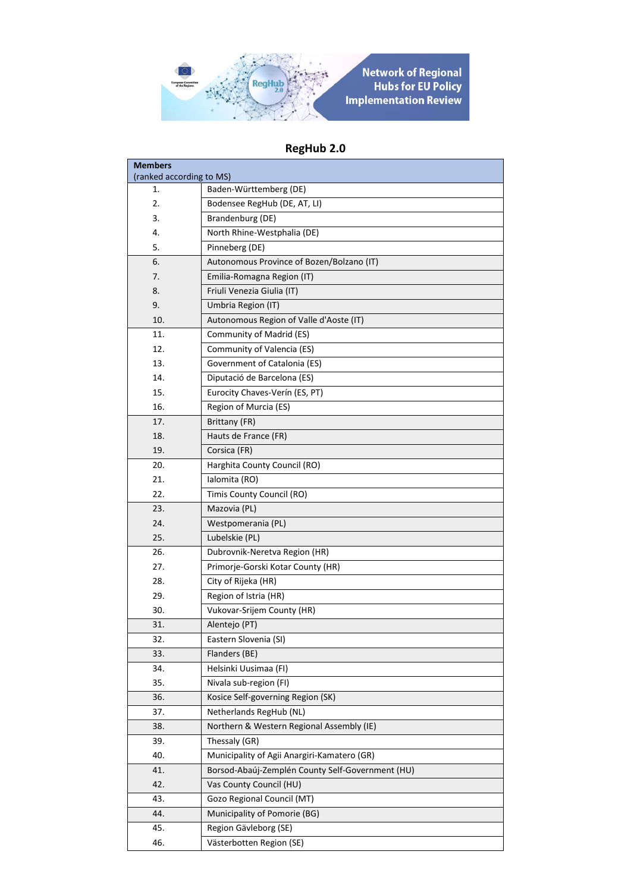Network of Regional Hubs for EU Policy Implementation Review

# RegHub 2.0

| Members (ranked according to MS) | |
|---|---|
| 1. | Baden-Württemberg (DE) |
| 2. | Bodensee RegHub (DE, AT, LI) |
| 3. | Brandenburg (DE) |
| 4. | North Rhine-Westphalia (DE) |
| 5. | Pinneberg (DE) |
| 6. | Autonomous Province of Bozen/Bolzano (IT) |
| 7. | Emilia-Romagna Region (IT) |
| 8. | Friuli Venezia Giulia (IT) |
| 9. | Umbria Region (IT) |
| 10. | Autonomous Region of Valle d'Aoste (IT) |
| 11. | Community of Madrid (ES) |
| 12. | Community of Valencia (ES) |
| 13. | Government of Catalonia (ES) |
| 14. | Diputació de Barcelona (ES) |
| 15. | Eurocity Chaves-Verín (ES, PT) |
| 16. | Region of Murcia (ES) |
| 17. | Brittany (FR) |
| 18. | Hauts de France (FR) |
| 19. | Corsica (FR) |
| 20. | Harghita County Council (RO) |
| 21. | Ialomita (RO) |
| 22. | Timis County Council (RO) |
| 23. | Mazovia (PL) |
| 24. | Westpomerania (PL) |
| 25. | Lubelskie (PL) |
| 26. | Dubrovnik-Neretva Region (HR) |
| 27. | Primorje-Gorski Kotar County (HR) |
| 28. | City of Rijeka (HR) |
| 29. | Region of Istria (HR) |
| 30. | Vukovar-Srijem County (HR) |
| 31. | Alentejo (PT) |
| 32. | Eastern Slovenia (SI) |
| 33. | Flanders (BE) |
| 34. | Helsinki Uusimaa (FI) |
| 35. | Nivala sub-region (FI) |
| 36. | Kosice Self-governing Region (SK) |
| 37. | Netherlands RegHub (NL) |
| 38. | Northern & Western Regional Assembly (IE) |
| 39. | Thessaly (GR) |
| 40. | Municipality of Agii Anargiri-Kamatero (GR) |
| 41. | Borsod-Abaúj-Zemplén County Self-Government (HU) |
| 42. | Vas County Council (HU) |
| 43. | Gozo Regional Council (MT) |
| 44. | Municipality of Pomorie (BG) |
| 45. | Region Gävleborg (SE) |
| 46. | Västerbotten Region (SE) |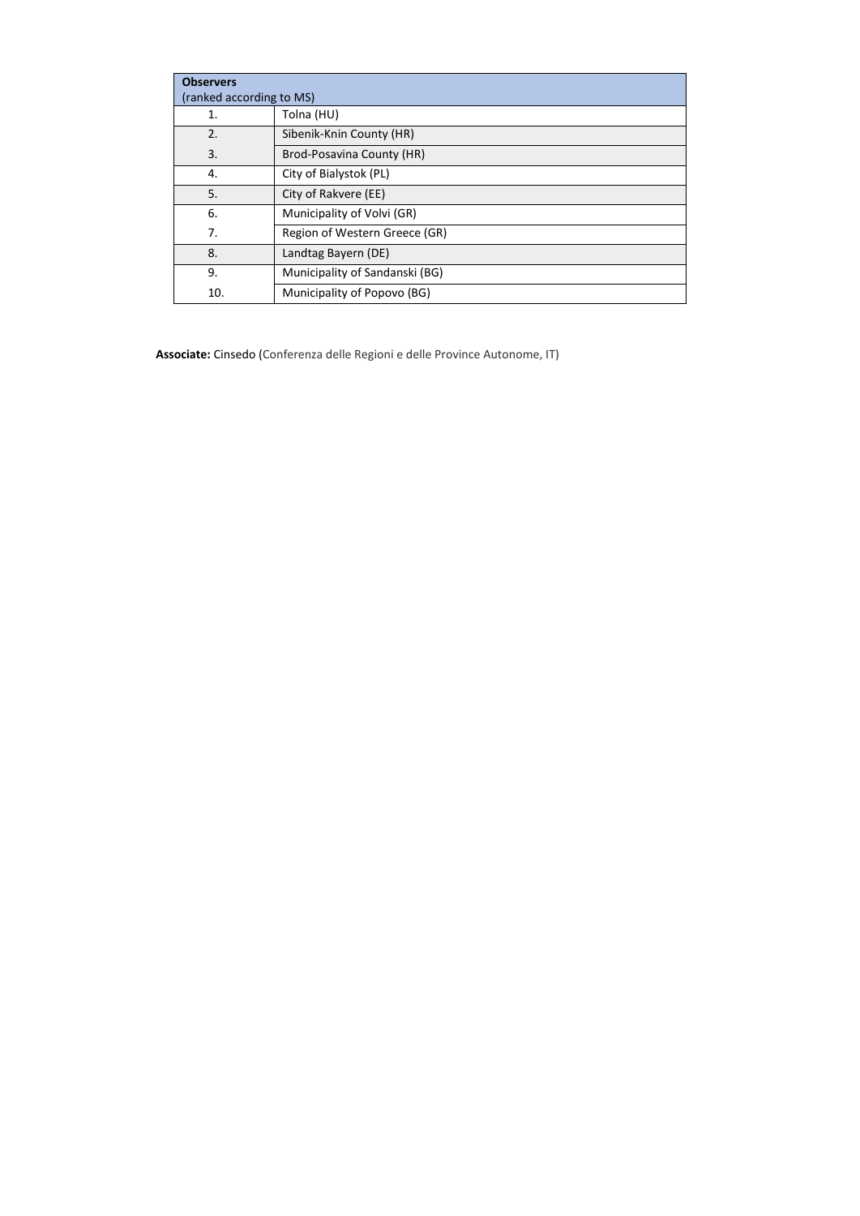| **Observers** (ranked according to MS) | |
|---|---|
| 1. | Tolna (HU) |
| 2. | Sibenik-Knin County (HR) |
| 3. | Brod-Posavina County (HR) |
| 4. | City of Bialystok (PL) |
| 5. | City of Rakvere (EE) |
| 6. | Municipality of Volvi (GR) |
| 7. | Region of Western Greece (GR) |
| 8. | Landtag Bayern (DE) |
| 9. | Municipality of Sandanski (BG) |
| 10. | Municipality of Popovo (BG) |

**Associate:** Cinsedo (Conferenza delle Regioni e delle Province Autonome, IT)